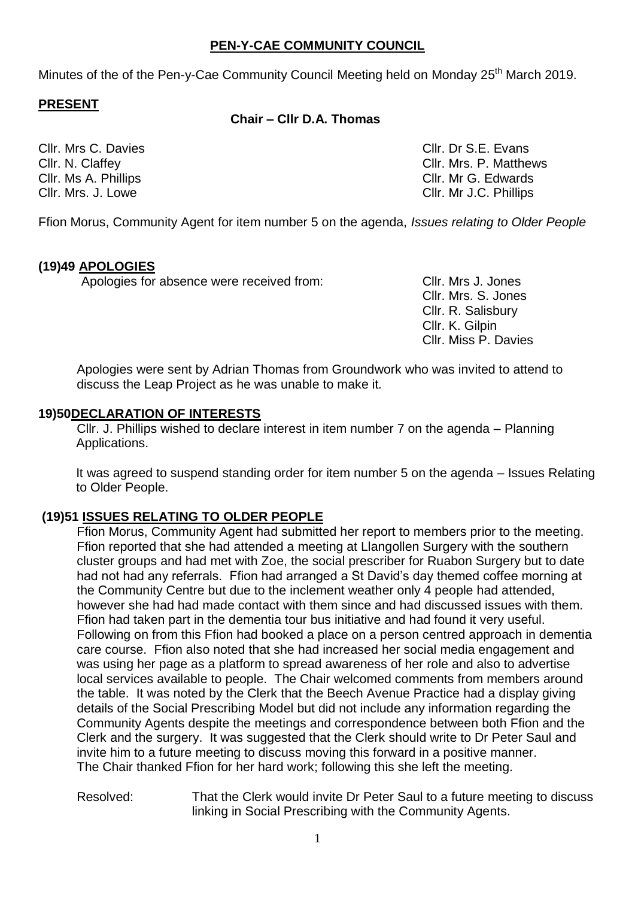# PEN-Y-CAE COMMUNITY COUNCIL

Minutes of the of the Pen-y-Cae Community Council Meeting held on Monday 25th March 2019.

## PRESENT

**Chair – Cllr D.A. Thomas**

Cllr. Mrs C. Davies
Cllr. N. Claffey
Cllr. Ms A. Phillips
Cllr. Mrs. J. Lowe
Cllr. Dr S.E. Evans
Cllr. Mrs. P. Matthews
Cllr. Mr G. Edwards
Cllr. Mr J.C. Phillips

Ffion Morus, Community Agent for item number 5 on the agenda, *Issues relating to Older People*

## (19)49 APOLOGIES

Apologies for absence were received from:

Cllr. Mrs J. Jones
Cllr. Mrs. S. Jones
Cllr. R. Salisbury
Cllr. K. Gilpin
Cllr. Miss P. Davies

Apologies were sent by Adrian Thomas from Groundwork who was invited to attend to discuss the Leap Project as he was unable to make it.

## 19)50DECLARATION OF INTERESTS

Cllr. J. Phillips wished to declare interest in item number 7 on the agenda – Planning Applications.

It was agreed to suspend standing order for item number 5 on the agenda – Issues Relating to Older People.

## (19)51 ISSUES RELATING TO OLDER PEOPLE

Ffion Morus, Community Agent had submitted her report to members prior to the meeting. Ffion reported that she had attended a meeting at Llangollen Surgery with the southern cluster groups and had met with Zoe, the social prescriber for Ruabon Surgery but to date had not had any referrals. Ffion had arranged a St David's day themed coffee morning at the Community Centre but due to the inclement weather only 4 people had attended, however she had had made contact with them since and had discussed issues with them. Ffion had taken part in the dementia tour bus initiative and had found it very useful. Following on from this Ffion had booked a place on a person centred approach in dementia care course. Ffion also noted that she had increased her social media engagement and was using her page as a platform to spread awareness of her role and also to advertise local services available to people. The Chair welcomed comments from members around the table. It was noted by the Clerk that the Beech Avenue Practice had a display giving details of the Social Prescribing Model but did not include any information regarding the Community Agents despite the meetings and correspondence between both Ffion and the Clerk and the surgery. It was suggested that the Clerk should write to Dr Peter Saul and invite him to a future meeting to discuss moving this forward in a positive manner. The Chair thanked Ffion for her hard work; following this she left the meeting.

Resolved: That the Clerk would invite Dr Peter Saul to a future meeting to discuss linking in Social Prescribing with the Community Agents.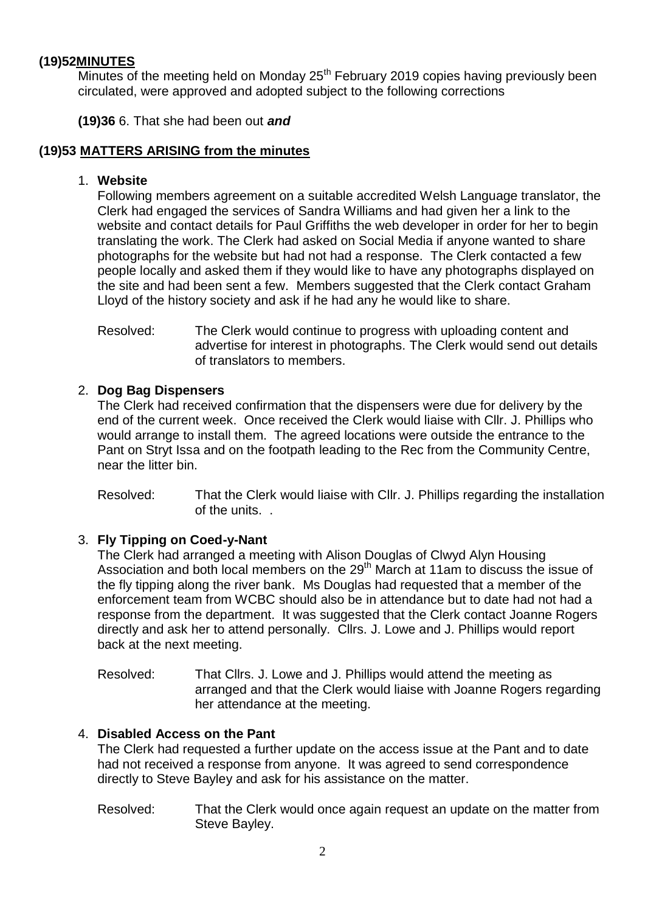**(19)52 MINUTES**

Minutes of the meeting held on Monday 25th February 2019 copies having previously been circulated, were approved and adopted subject to the following corrections

**(19)36** 6. That she had been out ***and***

**(19)53 MATTERS ARISING from the minutes**

1. **Website**

   Following members agreement on a suitable accredited Welsh Language translator, the Clerk had engaged the services of Sandra Williams and had given her a link to the website and contact details for Paul Griffiths the web developer in order for her to begin translating the work. The Clerk had asked on Social Media if anyone wanted to share photographs for the website but had not had a response. The Clerk contacted a few people locally and asked them if they would like to have any photographs displayed on the site and had been sent a few. Members suggested that the Clerk contact Graham Lloyd of the history society and ask if he had any he would like to share.

   Resolved: The Clerk would continue to progress with uploading content and advertise for interest in photographs. The Clerk would send out details of translators to members.

2. **Dog Bag Dispensers**

   The Clerk had received confirmation that the dispensers were due for delivery by the end of the current week. Once received the Clerk would liaise with Cllr. J. Phillips who would arrange to install them. The agreed locations were outside the entrance to the Pant on Stryt Issa and on the footpath leading to the Rec from the Community Centre, near the litter bin.

   Resolved: That the Clerk would liaise with Cllr. J. Phillips regarding the installation of the units. .

3. **Fly Tipping on Coed-y-Nant**

   The Clerk had arranged a meeting with Alison Douglas of Clwyd Alyn Housing Association and both local members on the 29th March at 11am to discuss the issue of the fly tipping along the river bank. Ms Douglas had requested that a member of the enforcement team from WCBC should also be in attendance but to date had not had a response from the department. It was suggested that the Clerk contact Joanne Rogers directly and ask her to attend personally. Cllrs. J. Lowe and J. Phillips would report back at the next meeting.

   Resolved: That Cllrs. J. Lowe and J. Phillips would attend the meeting as arranged and that the Clerk would liaise with Joanne Rogers regarding her attendance at the meeting.

4. **Disabled Access on the Pant**

   The Clerk had requested a further update on the access issue at the Pant and to date had not received a response from anyone. It was agreed to send correspondence directly to Steve Bayley and ask for his assistance on the matter.

   Resolved: That the Clerk would once again request an update on the matter from Steve Bayley.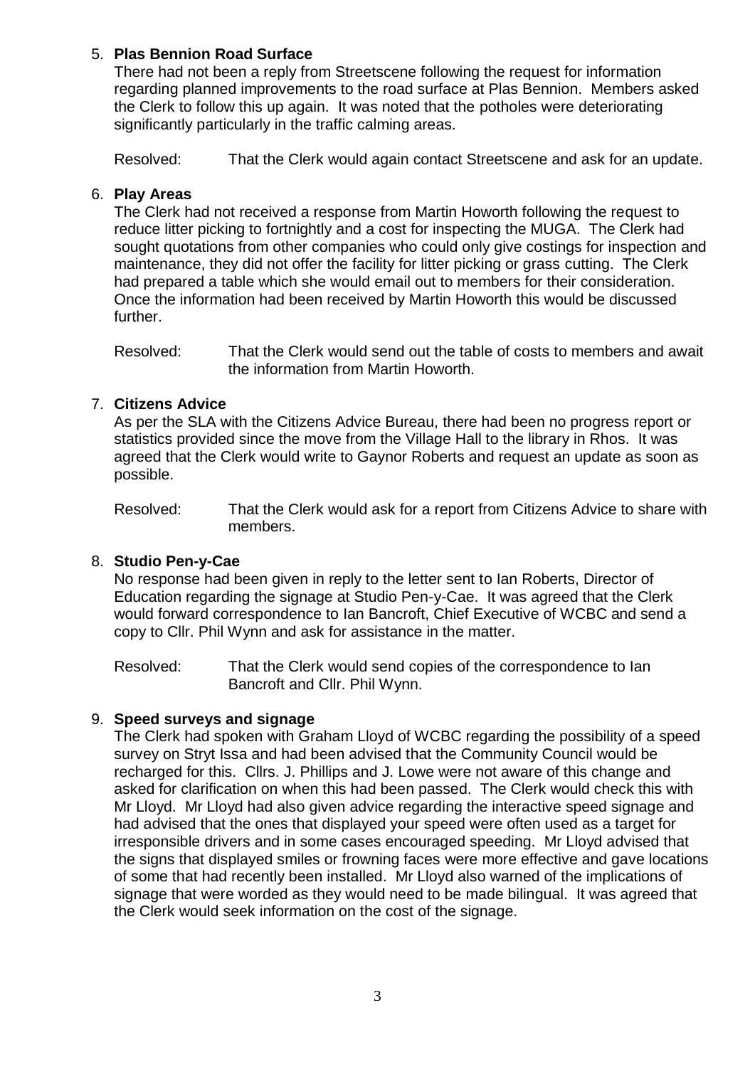5. **Plas Bennion Road Surface**

   There had not been a reply from Streetscene following the request for information regarding planned improvements to the road surface at Plas Bennion. Members asked the Clerk to follow this up again. It was noted that the potholes were deteriorating significantly particularly in the traffic calming areas.

   Resolved: That the Clerk would again contact Streetscene and ask for an update.

6. **Play Areas**

   The Clerk had not received a response from Martin Howorth following the request to reduce litter picking to fortnightly and a cost for inspecting the MUGA. The Clerk had sought quotations from other companies who could only give costings for inspection and maintenance, they did not offer the facility for litter picking or grass cutting. The Clerk had prepared a table which she would email out to members for their consideration. Once the information had been received by Martin Howorth this would be discussed further.

   Resolved: That the Clerk would send out the table of costs to members and await the information from Martin Howorth.

7. **Citizens Advice**

   As per the SLA with the Citizens Advice Bureau, there had been no progress report or statistics provided since the move from the Village Hall to the library in Rhos. It was agreed that the Clerk would write to Gaynor Roberts and request an update as soon as possible.

   Resolved: That the Clerk would ask for a report from Citizens Advice to share with members.

8. **Studio Pen-y-Cae**

   No response had been given in reply to the letter sent to Ian Roberts, Director of Education regarding the signage at Studio Pen-y-Cae. It was agreed that the Clerk would forward correspondence to Ian Bancroft, Chief Executive of WCBC and send a copy to Cllr. Phil Wynn and ask for assistance in the matter.

   Resolved: That the Clerk would send copies of the correspondence to Ian Bancroft and Cllr. Phil Wynn.

9. **Speed surveys and signage**

   The Clerk had spoken with Graham Lloyd of WCBC regarding the possibility of a speed survey on Stryt Issa and had been advised that the Community Council would be recharged for this. Cllrs. J. Phillips and J. Lowe were not aware of this change and asked for clarification on when this had been passed. The Clerk would check this with Mr Lloyd. Mr Lloyd had also given advice regarding the interactive speed signage and had advised that the ones that displayed your speed were often used as a target for irresponsible drivers and in some cases encouraged speeding. Mr Lloyd advised that the signs that displayed smiles or frowning faces were more effective and gave locations of some that had recently been installed. Mr Lloyd also warned of the implications of signage that were worded as they would need to be made bilingual. It was agreed that the Clerk would seek information on the cost of the signage.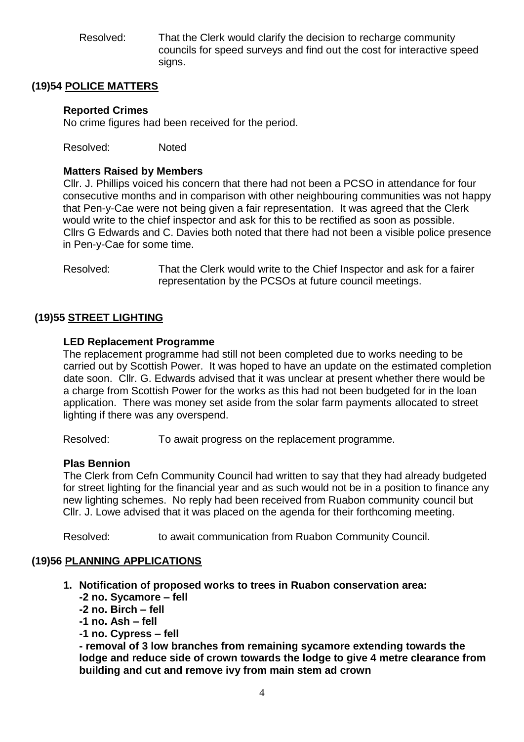Resolved: That the Clerk would clarify the decision to recharge community councils for speed surveys and find out the cost for interactive speed signs.

## (19)54 POLICE MATTERS

**Reported Crimes**

No crime figures had been received for the period.

Resolved: Noted

**Matters Raised by Members**

Cllr. J. Phillips voiced his concern that there had not been a PCSO in attendance for four consecutive months and in comparison with other neighbouring communities was not happy that Pen-y-Cae were not being given a fair representation. It was agreed that the Clerk would write to the chief inspector and ask for this to be rectified as soon as possible. Cllrs G Edwards and C. Davies both noted that there had not been a visible police presence in Pen-y-Cae for some time.

Resolved: That the Clerk would write to the Chief Inspector and ask for a fairer representation by the PCSOs at future council meetings.

## (19)55 STREET LIGHTING

**LED Replacement Programme**

The replacement programme had still not been completed due to works needing to be carried out by Scottish Power. It was hoped to have an update on the estimated completion date soon. Cllr. G. Edwards advised that it was unclear at present whether there would be a charge from Scottish Power for the works as this had not been budgeted for in the loan application. There was money set aside from the solar farm payments allocated to street lighting if there was any overspend.

Resolved: To await progress on the replacement programme.

**Plas Bennion**

The Clerk from Cefn Community Council had written to say that they had already budgeted for street lighting for the financial year and as such would not be in a position to finance any new lighting schemes. No reply had been received from Ruabon community council but Cllr. J. Lowe advised that it was placed on the agenda for their forthcoming meeting.

Resolved: to await communication from Ruabon Community Council.

## (19)56 PLANNING APPLICATIONS

1. **Notification of proposed works to trees in Ruabon conservation area:**
   **-2 no. Sycamore – fell**
   **-2 no. Birch – fell**
   **-1 no. Ash – fell**
   **-1 no. Cypress – fell**
   **- removal of 3 low branches from remaining sycamore extending towards the lodge and reduce side of crown towards the lodge to give 4 metre clearance from building and cut and remove ivy from main stem ad crown**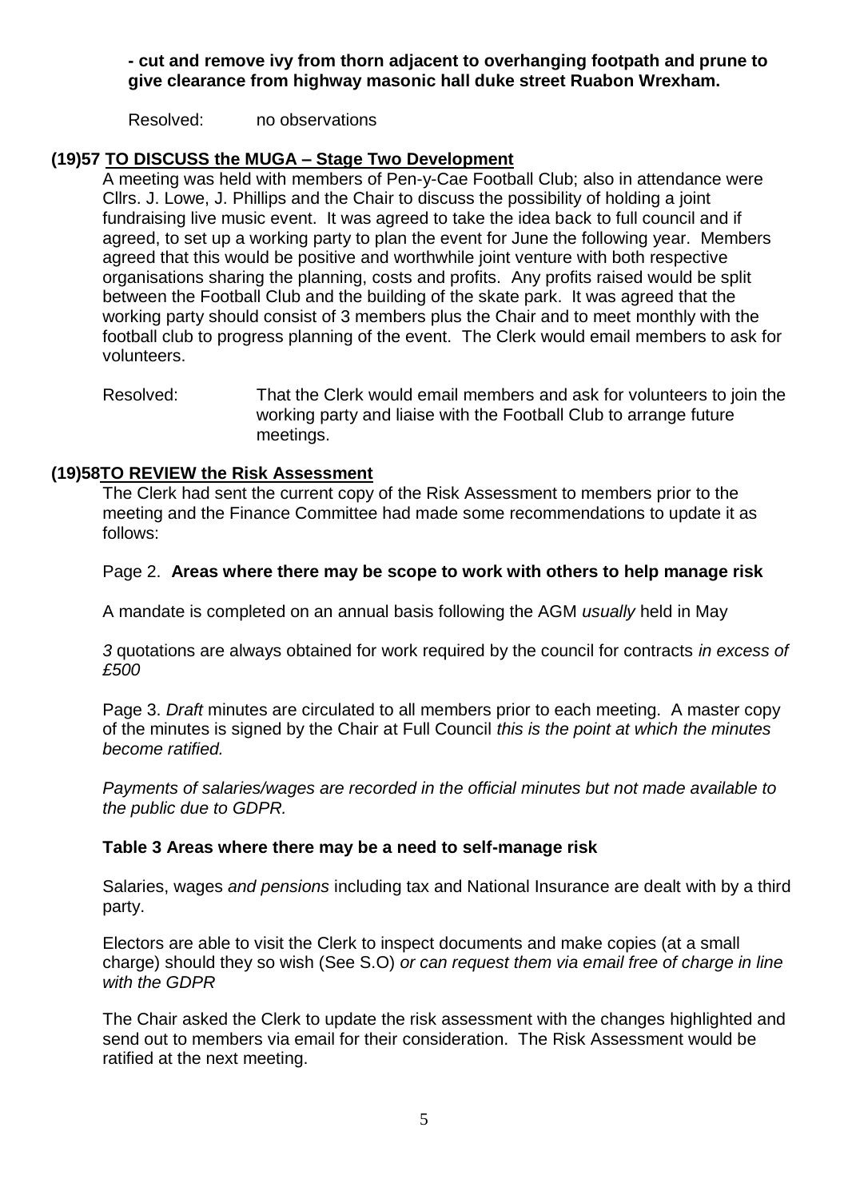**- cut and remove ivy from thorn adjacent to overhanging footpath and prune to give clearance from highway masonic hall duke street Ruabon Wrexham.**

Resolved: no observations

## (19)57 TO DISCUSS the MUGA – Stage Two Development

A meeting was held with members of Pen-y-Cae Football Club; also in attendance were Cllrs. J. Lowe, J. Phillips and the Chair to discuss the possibility of holding a joint fundraising live music event. It was agreed to take the idea back to full council and if agreed, to set up a working party to plan the event for June the following year. Members agreed that this would be positive and worthwhile joint venture with both respective organisations sharing the planning, costs and profits. Any profits raised would be split between the Football Club and the building of the skate park. It was agreed that the working party should consist of 3 members plus the Chair and to meet monthly with the football club to progress planning of the event. The Clerk would email members to ask for volunteers.

Resolved: That the Clerk would email members and ask for volunteers to join the working party and liaise with the Football Club to arrange future meetings.

## (19)58 TO REVIEW the Risk Assessment

The Clerk had sent the current copy of the Risk Assessment to members prior to the meeting and the Finance Committee had made some recommendations to update it as follows:

Page 2. **Areas where there may be scope to work with others to help manage risk**

A mandate is completed on an annual basis following the AGM *usually* held in May

*3* quotations are always obtained for work required by the council for contracts *in excess of £500*

Page 3. *Draft* minutes are circulated to all members prior to each meeting. A master copy of the minutes is signed by the Chair at Full Council *this is the point at which the minutes become ratified.*

*Payments of salaries/wages are recorded in the official minutes but not made available to the public due to GDPR.*

**Table 3 Areas where there may be a need to self-manage risk**

Salaries, wages *and pensions* including tax and National Insurance are dealt with by a third party.

Electors are able to visit the Clerk to inspect documents and make copies (at a small charge) should they so wish (See S.O) *or can request them via email free of charge in line with the GDPR*

The Chair asked the Clerk to update the risk assessment with the changes highlighted and send out to members via email for their consideration. The Risk Assessment would be ratified at the next meeting.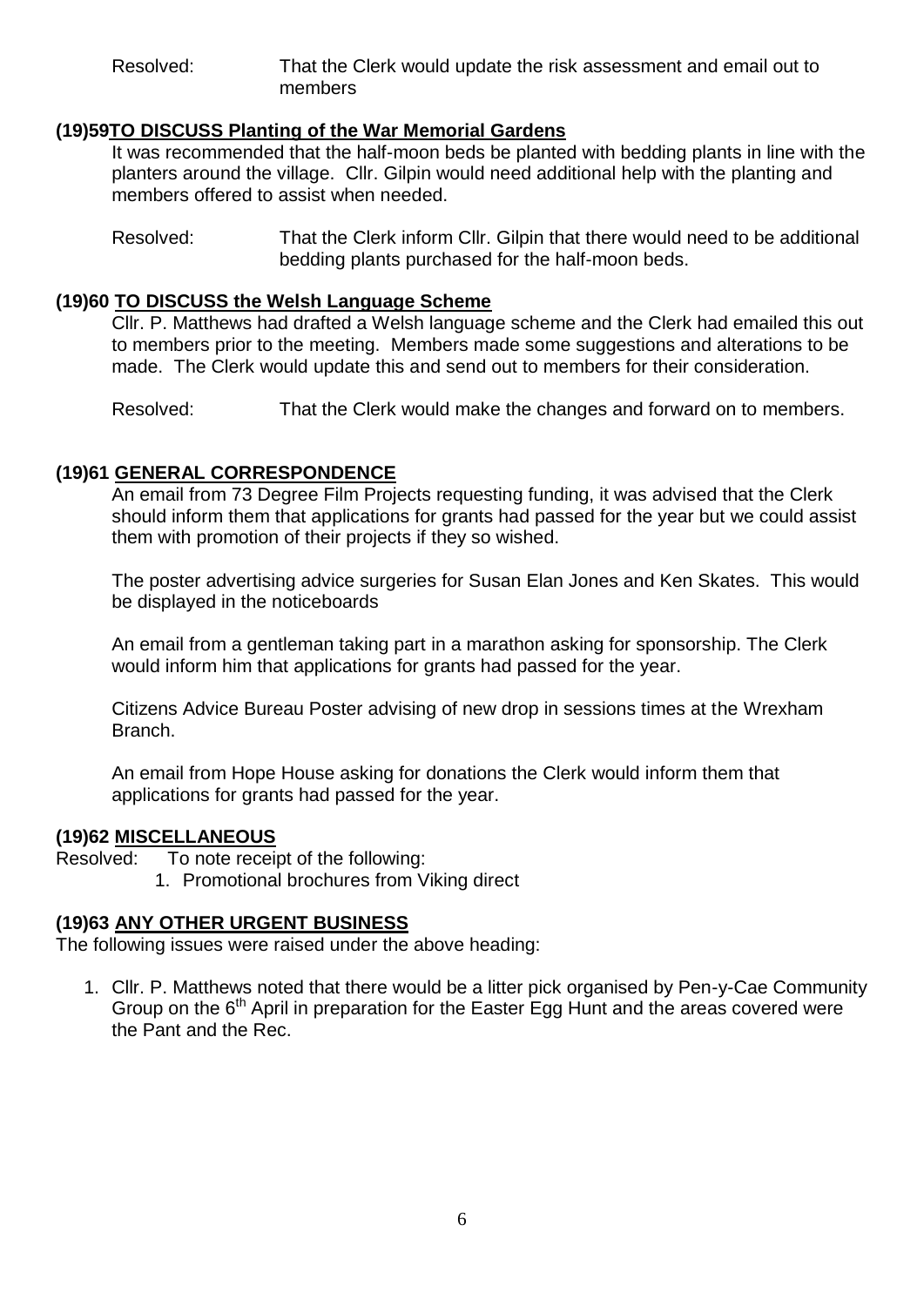Resolved: That the Clerk would update the risk assessment and email out to members

### (19)59 TO DISCUSS Planting of the War Memorial Gardens

It was recommended that the half-moon beds be planted with bedding plants in line with the planters around the village. Cllr. Gilpin would need additional help with the planting and members offered to assist when needed.

Resolved: That the Clerk inform Cllr. Gilpin that there would need to be additional bedding plants purchased for the half-moon beds.

### (19)60 TO DISCUSS the Welsh Language Scheme

Cllr. P. Matthews had drafted a Welsh language scheme and the Clerk had emailed this out to members prior to the meeting. Members made some suggestions and alterations to be made. The Clerk would update this and send out to members for their consideration.

Resolved: That the Clerk would make the changes and forward on to members.

### (19)61 GENERAL CORRESPONDENCE

An email from 73 Degree Film Projects requesting funding, it was advised that the Clerk should inform them that applications for grants had passed for the year but we could assist them with promotion of their projects if they so wished.

The poster advertising advice surgeries for Susan Elan Jones and Ken Skates. This would be displayed in the noticeboards

An email from a gentleman taking part in a marathon asking for sponsorship. The Clerk would inform him that applications for grants had passed for the year.

Citizens Advice Bureau Poster advising of new drop in sessions times at the Wrexham Branch.

An email from Hope House asking for donations the Clerk would inform them that applications for grants had passed for the year.

### (19)62 MISCELLANEOUS

Resolved: To note receipt of the following:

1. Promotional brochures from Viking direct

### (19)63 ANY OTHER URGENT BUSINESS

The following issues were raised under the above heading:

1. Cllr. P. Matthews noted that there would be a litter pick organised by Pen-y-Cae Community Group on the 6th April in preparation for the Easter Egg Hunt and the areas covered were the Pant and the Rec.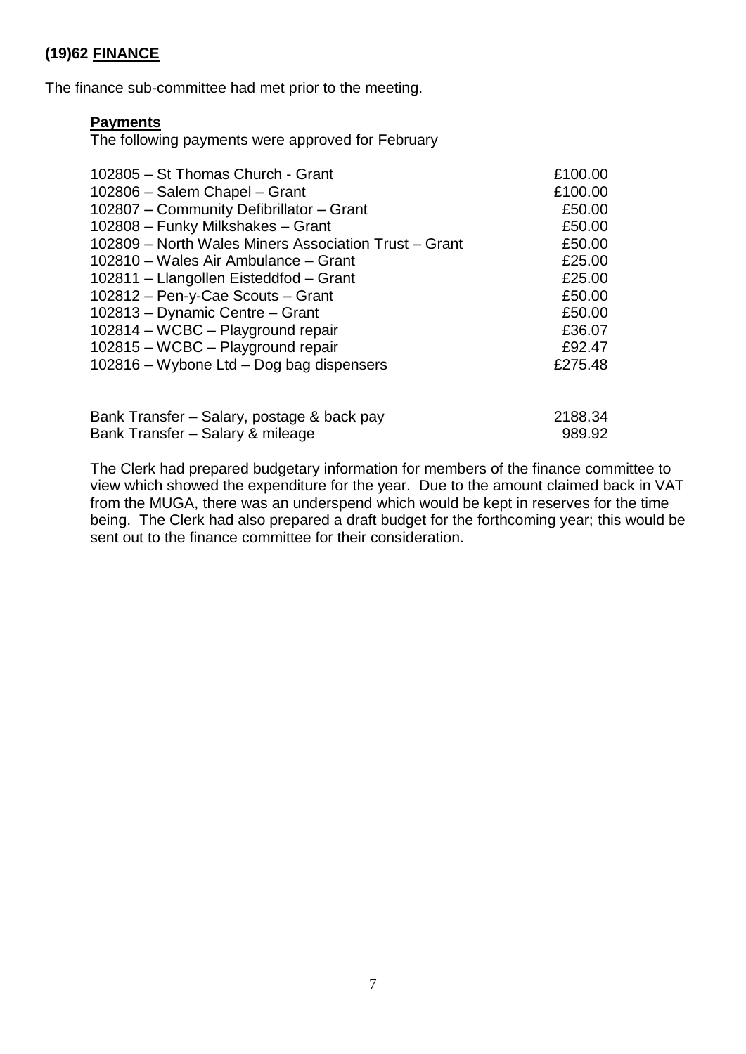**(19)62 FINANCE**

The finance sub-committee had met prior to the meeting.

**Payments**

The following payments were approved for February

| | |
|---|---|
| 102805 – St Thomas Church - Grant | £100.00 |
| 102806 – Salem Chapel – Grant | £100.00 |
| 102807 – Community Defibrillator – Grant | £50.00 |
| 102808 – Funky Milkshakes – Grant | £50.00 |
| 102809 – North Wales Miners Association Trust – Grant | £50.00 |
| 102810 – Wales Air Ambulance – Grant | £25.00 |
| 102811 – Llangollen Eisteddfod – Grant | £25.00 |
| 102812 – Pen-y-Cae Scouts – Grant | £50.00 |
| 102813 – Dynamic Centre – Grant | £50.00 |
| 102814 – WCBC – Playground repair | £36.07 |
| 102815 – WCBC – Playground repair | £92.47 |
| 102816 – Wybone Ltd – Dog bag dispensers | £275.48 |
| | |
| Bank Transfer – Salary, postage & back pay | 2188.34 |
| Bank Transfer – Salary & mileage | 989.92 |

The Clerk had prepared budgetary information for members of the finance committee to view which showed the expenditure for the year. Due to the amount claimed back in VAT from the MUGA, there was an underspend which would be kept in reserves for the time being. The Clerk had also prepared a draft budget for the forthcoming year; this would be sent out to the finance committee for their consideration.